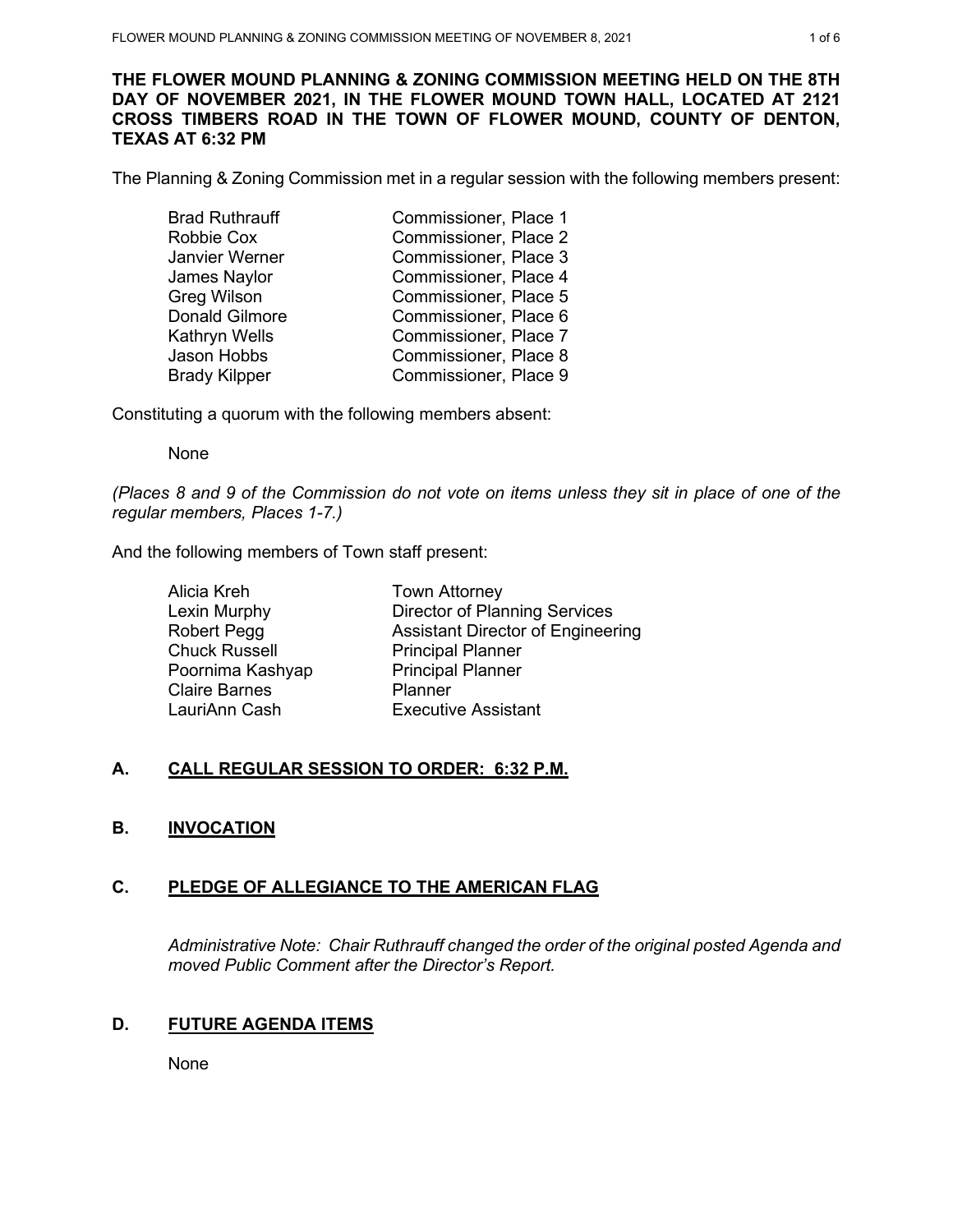**THE FLOWER MOUND PLANNING & ZONING COMMISSION MEETING HELD ON THE 8TH DAY OF NOVEMBER 2021, IN THE FLOWER MOUND TOWN HALL, LOCATED AT 2121 CROSS TIMBERS ROAD IN THE TOWN OF FLOWER MOUND, COUNTY OF DENTON, TEXAS AT 6:32 PM**

The Planning & Zoning Commission met in a regular session with the following members present:

| | |
|---|---|
| Brad Ruthrauff | Commissioner, Place 1 |
| Robbie Cox | Commissioner, Place 2 |
| Janvier Werner | Commissioner, Place 3 |
| James Naylor | Commissioner, Place 4 |
| Greg Wilson | Commissioner, Place 5 |
| Donald Gilmore | Commissioner, Place 6 |
| Kathryn Wells | Commissioner, Place 7 |
| Jason Hobbs | Commissioner, Place 8 |
| Brady Kilpper | Commissioner, Place 9 |

Constituting a quorum with the following members absent:

None

*(Places 8 and 9 of the Commission do not vote on items unless they sit in place of one of the regular members, Places 1-7.)*

And the following members of Town staff present:

| | |
|---|---|
| Alicia Kreh | Town Attorney |
| Lexin Murphy | Director of Planning Services |
| Robert Pegg | Assistant Director of Engineering |
| Chuck Russell | Principal Planner |
| Poornima Kashyap | Principal Planner |
| Claire Barnes | Planner |
| LauriAnn Cash | Executive Assistant |

## A. CALL REGULAR SESSION TO ORDER: 6:32 P.M.

## B. INVOCATION

## C. PLEDGE OF ALLEGIANCE TO THE AMERICAN FLAG

*Administrative Note: Chair Ruthrauff changed the order of the original posted Agenda and moved Public Comment after the Director's Report.*

## D. FUTURE AGENDA ITEMS

None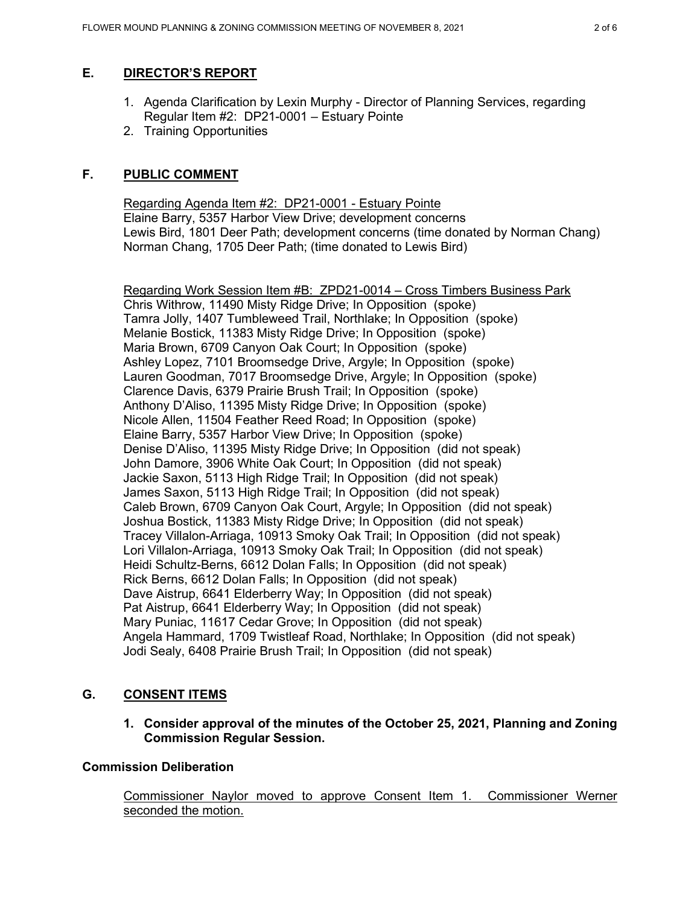## E. DIRECTOR'S REPORT

1. Agenda Clarification by Lexin Murphy - Director of Planning Services, regarding Regular Item #2: DP21-0001 – Estuary Pointe
2. Training Opportunities

## F. PUBLIC COMMENT

Regarding Agenda Item #2: DP21-0001 - Estuary Pointe
Elaine Barry, 5357 Harbor View Drive; development concerns
Lewis Bird, 1801 Deer Path; development concerns (time donated by Norman Chang)
Norman Chang, 1705 Deer Path; (time donated to Lewis Bird)

Regarding Work Session Item #B: ZPD21-0014 – Cross Timbers Business Park
Chris Withrow, 11490 Misty Ridge Drive; In Opposition (spoke)
Tamra Jolly, 1407 Tumbleweed Trail, Northlake; In Opposition (spoke)
Melanie Bostick, 11383 Misty Ridge Drive; In Opposition (spoke)
Maria Brown, 6709 Canyon Oak Court; In Opposition (spoke)
Ashley Lopez, 7101 Broomsedge Drive, Argyle; In Opposition (spoke)
Lauren Goodman, 7017 Broomsedge Drive, Argyle; In Opposition (spoke)
Clarence Davis, 6379 Prairie Brush Trail; In Opposition (spoke)
Anthony D'Aliso, 11395 Misty Ridge Drive; In Opposition (spoke)
Nicole Allen, 11504 Feather Reed Road; In Opposition (spoke)
Elaine Barry, 5357 Harbor View Drive; In Opposition (spoke)
Denise D'Aliso, 11395 Misty Ridge Drive; In Opposition (did not speak)
John Damore, 3906 White Oak Court; In Opposition (did not speak)
Jackie Saxon, 5113 High Ridge Trail; In Opposition (did not speak)
James Saxon, 5113 High Ridge Trail; In Opposition (did not speak)
Caleb Brown, 6709 Canyon Oak Court, Argyle; In Opposition (did not speak)
Joshua Bostick, 11383 Misty Ridge Drive; In Opposition (did not speak)
Tracey Villalon-Arriaga, 10913 Smoky Oak Trail; In Opposition (did not speak)
Lori Villalon-Arriaga, 10913 Smoky Oak Trail; In Opposition (did not speak)
Heidi Schultz-Berns, 6612 Dolan Falls; In Opposition (did not speak)
Rick Berns, 6612 Dolan Falls; In Opposition (did not speak)
Dave Aistrup, 6641 Elderberry Way; In Opposition (did not speak)
Pat Aistrup, 6641 Elderberry Way; In Opposition (did not speak)
Mary Puniac, 11617 Cedar Grove; In Opposition (did not speak)
Angela Hammard, 1709 Twistleaf Road, Northlake; In Opposition (did not speak)
Jodi Sealy, 6408 Prairie Brush Trail; In Opposition (did not speak)

## G. CONSENT ITEMS

**1. Consider approval of the minutes of the October 25, 2021, Planning and Zoning Commission Regular Session.**

### Commission Deliberation

Commissioner Naylor moved to approve Consent Item 1. Commissioner Werner seconded the motion.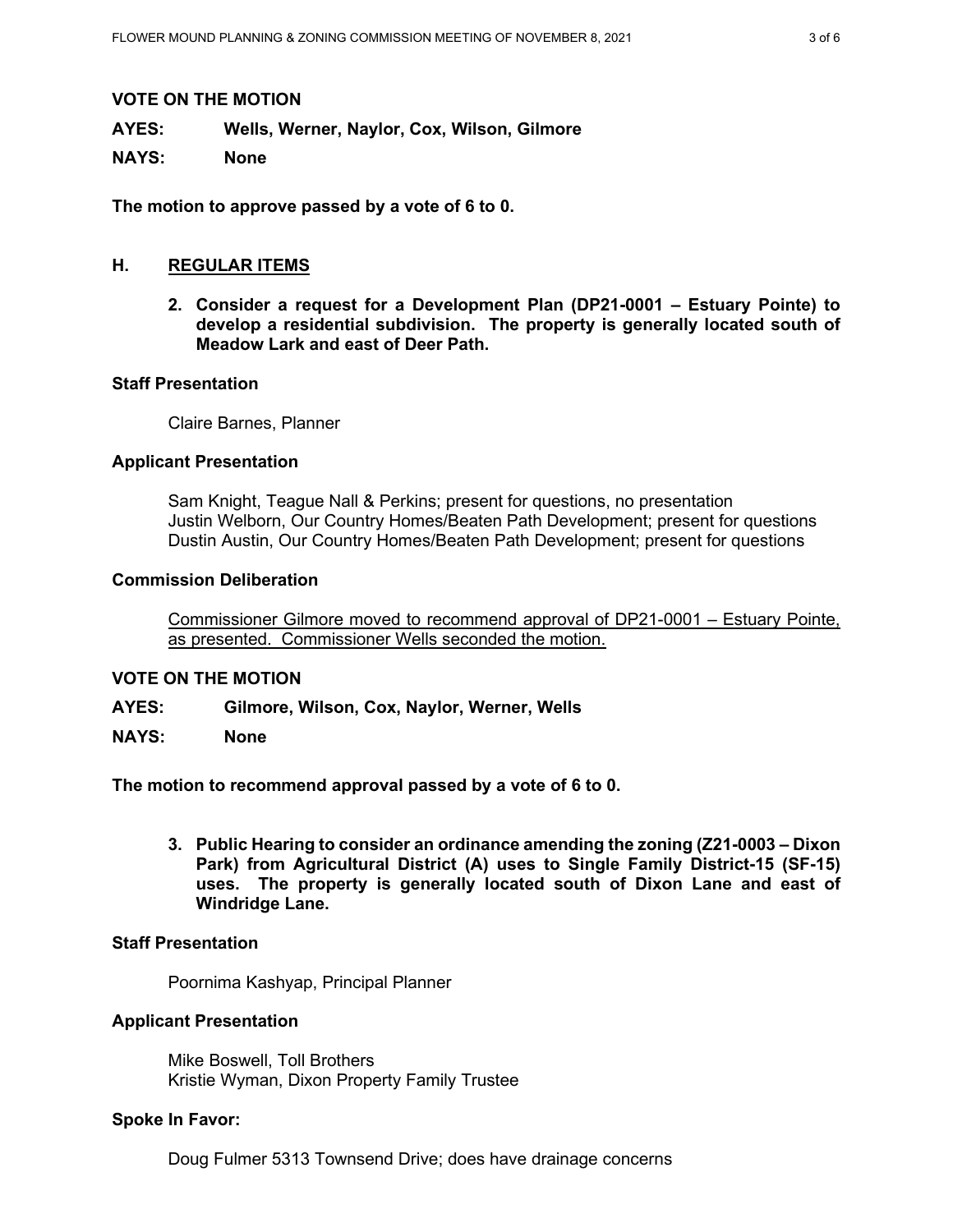**VOTE ON THE MOTION**

**AYES:** **Wells, Werner, Naylor, Cox, Wilson, Gilmore**

**NAYS:** **None**

**The motion to approve passed by a vote of 6 to 0.**

## H. REGULAR ITEMS

**2. Consider a request for a Development Plan (DP21-0001 – Estuary Pointe) to develop a residential subdivision. The property is generally located south of Meadow Lark and east of Deer Path.**

**Staff Presentation**

Claire Barnes, Planner

**Applicant Presentation**

Sam Knight, Teague Nall & Perkins; present for questions, no presentation
Justin Welborn, Our Country Homes/Beaten Path Development; present for questions
Dustin Austin, Our Country Homes/Beaten Path Development; present for questions

**Commission Deliberation**

Commissioner Gilmore moved to recommend approval of DP21-0001 – Estuary Pointe, as presented. Commissioner Wells seconded the motion.

**VOTE ON THE MOTION**

**AYES:** **Gilmore, Wilson, Cox, Naylor, Werner, Wells**

**NAYS:** **None**

**The motion to recommend approval passed by a vote of 6 to 0.**

**3. Public Hearing to consider an ordinance amending the zoning (Z21-0003 – Dixon Park) from Agricultural District (A) uses to Single Family District-15 (SF-15) uses. The property is generally located south of Dixon Lane and east of Windridge Lane.**

**Staff Presentation**

Poornima Kashyap, Principal Planner

**Applicant Presentation**

Mike Boswell, Toll Brothers
Kristie Wyman, Dixon Property Family Trustee

**Spoke In Favor:**

Doug Fulmer 5313 Townsend Drive; does have drainage concerns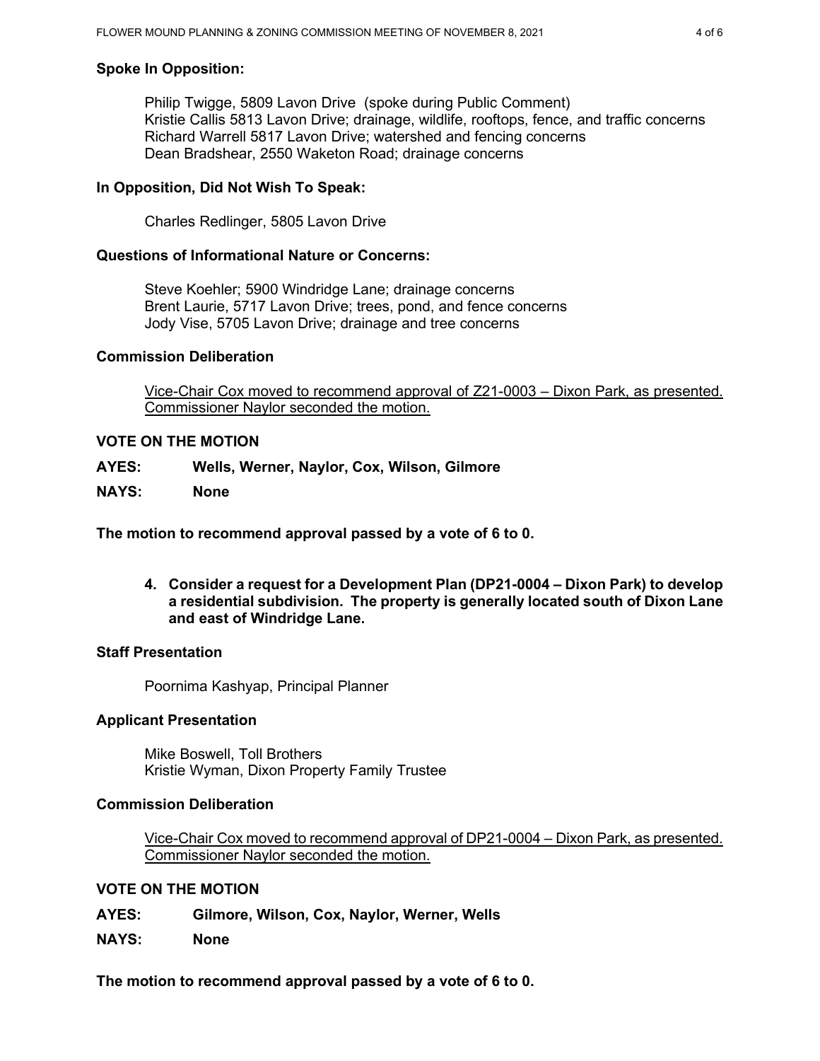**Spoke In Opposition:**

Philip Twigge, 5809 Lavon Drive (spoke during Public Comment)
Kristie Callis 5813 Lavon Drive; drainage, wildlife, rooftops, fence, and traffic concerns
Richard Warrell 5817 Lavon Drive; watershed and fencing concerns
Dean Bradshear, 2550 Waketon Road; drainage concerns

**In Opposition, Did Not Wish To Speak:**

Charles Redlinger, 5805 Lavon Drive

**Questions of Informational Nature or Concerns:**

Steve Koehler; 5900 Windridge Lane; drainage concerns
Brent Laurie, 5717 Lavon Drive; trees, pond, and fence concerns
Jody Vise, 5705 Lavon Drive; drainage and tree concerns

**Commission Deliberation**

Vice-Chair Cox moved to recommend approval of Z21-0003 – Dixon Park, as presented. Commissioner Naylor seconded the motion.

**VOTE ON THE MOTION**

**AYES:** **Wells, Werner, Naylor, Cox, Wilson, Gilmore**

**NAYS:** **None**

**The motion to recommend approval passed by a vote of 6 to 0.**

4. **Consider a request for a Development Plan (DP21-0004 – Dixon Park) to develop a residential subdivision. The property is generally located south of Dixon Lane and east of Windridge Lane.**

**Staff Presentation**

Poornima Kashyap, Principal Planner

**Applicant Presentation**

Mike Boswell, Toll Brothers
Kristie Wyman, Dixon Property Family Trustee

**Commission Deliberation**

Vice-Chair Cox moved to recommend approval of DP21-0004 – Dixon Park, as presented. Commissioner Naylor seconded the motion.

**VOTE ON THE MOTION**

**AYES:** **Gilmore, Wilson, Cox, Naylor, Werner, Wells**

**NAYS:** **None**

**The motion to recommend approval passed by a vote of 6 to 0.**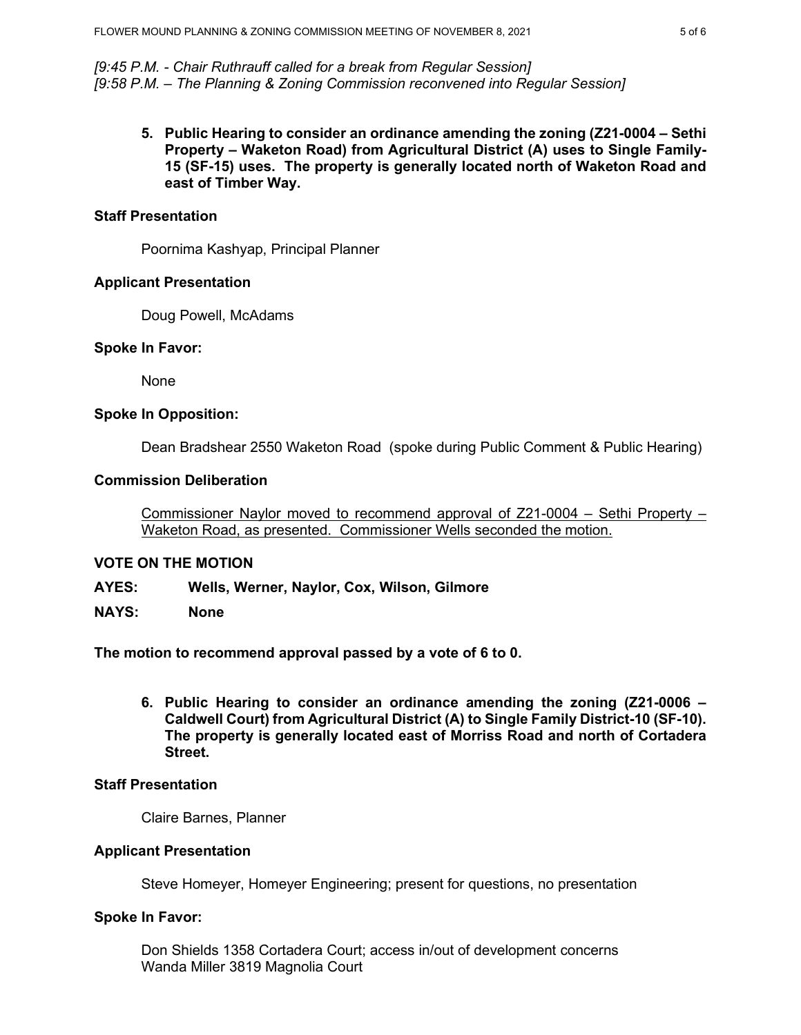*[9:45 P.M. - Chair Ruthrauff called for a break from Regular Session]*
*[9:58 P.M. – The Planning & Zoning Commission reconvened into Regular Session]*

**5. Public Hearing to consider an ordinance amending the zoning (Z21-0004 – Sethi Property – Waketon Road) from Agricultural District (A) uses to Single Family-15 (SF-15) uses. The property is generally located north of Waketon Road and east of Timber Way.**

**Staff Presentation**

Poornima Kashyap, Principal Planner

**Applicant Presentation**

Doug Powell, McAdams

**Spoke In Favor:**

None

**Spoke In Opposition:**

Dean Bradshear 2550 Waketon Road (spoke during Public Comment & Public Hearing)

**Commission Deliberation**

Commissioner Naylor moved to recommend approval of Z21-0004 – Sethi Property – Waketon Road, as presented. Commissioner Wells seconded the motion.

**VOTE ON THE MOTION**

**AYES: Wells, Werner, Naylor, Cox, Wilson, Gilmore**

**NAYS: None**

**The motion to recommend approval passed by a vote of 6 to 0.**

**6. Public Hearing to consider an ordinance amending the zoning (Z21-0006 – Caldwell Court) from Agricultural District (A) to Single Family District-10 (SF-10). The property is generally located east of Morriss Road and north of Cortadera Street.**

**Staff Presentation**

Claire Barnes, Planner

**Applicant Presentation**

Steve Homeyer, Homeyer Engineering; present for questions, no presentation

**Spoke In Favor:**

Don Shields 1358 Cortadera Court; access in/out of development concerns
Wanda Miller 3819 Magnolia Court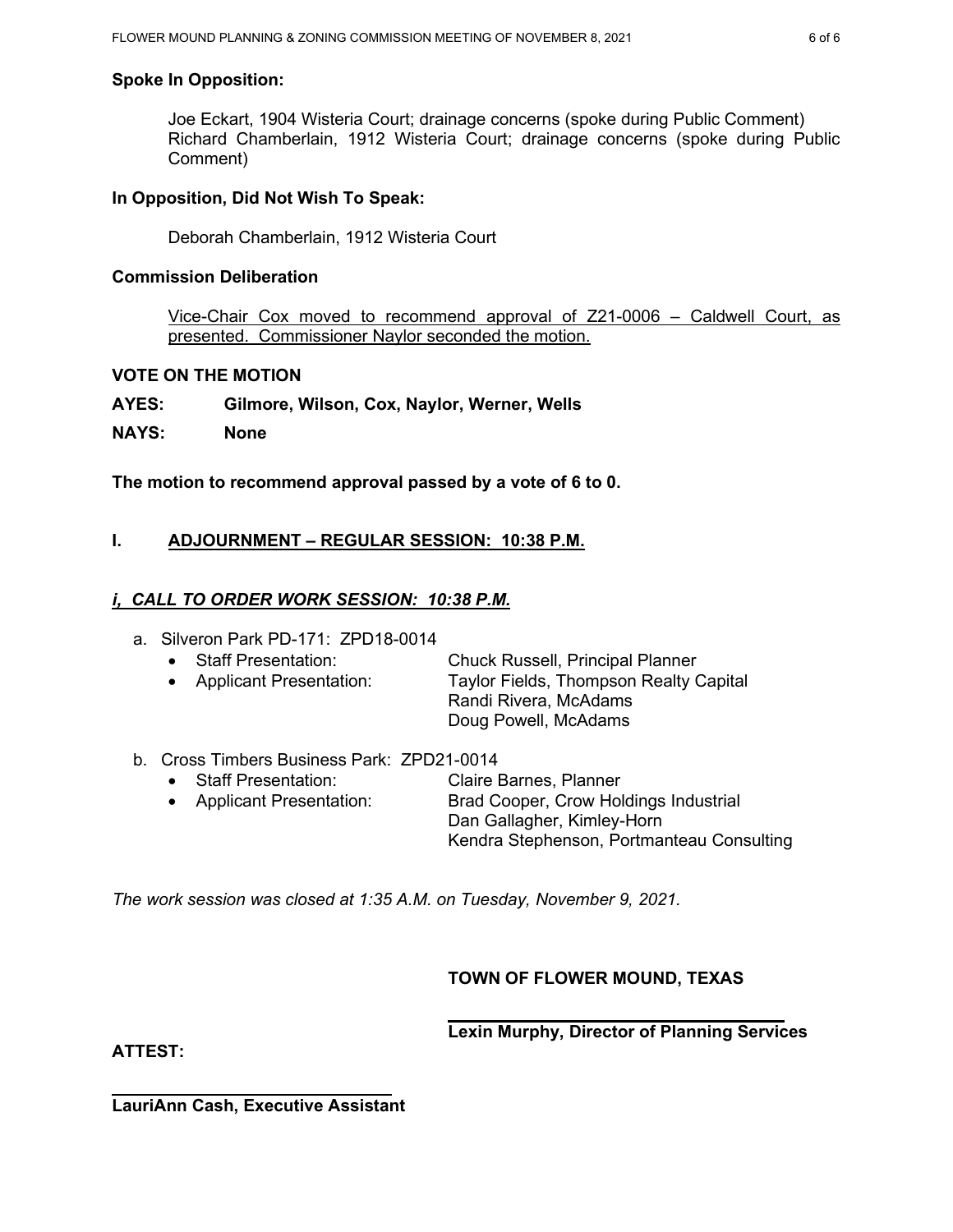**Spoke In Opposition:**

Joe Eckart, 1904 Wisteria Court; drainage concerns (spoke during Public Comment)
Richard Chamberlain, 1912 Wisteria Court; drainage concerns (spoke during Public Comment)

**In Opposition, Did Not Wish To Speak:**

Deborah Chamberlain, 1912 Wisteria Court

**Commission Deliberation**

Vice-Chair Cox moved to recommend approval of Z21-0006 – Caldwell Court, as presented. Commissioner Naylor seconded the motion.

**VOTE ON THE MOTION**

**AYES: Gilmore, Wilson, Cox, Naylor, Werner, Wells**

**NAYS: None**

**The motion to recommend approval passed by a vote of 6 to 0.**

## I. ADJOURNMENT – REGULAR SESSION: 10:38 P.M.

## *i, CALL TO ORDER WORK SESSION: 10:38 P.M.*

a. Silveron Park PD-171: ZPD18-0014
- Staff Presentation: Chuck Russell, Principal Planner
- Applicant Presentation: Taylor Fields, Thompson Realty Capital
  Randi Rivera, McAdams
  Doug Powell, McAdams

b. Cross Timbers Business Park: ZPD21-0014
- Staff Presentation: Claire Barnes, Planner
- Applicant Presentation: Brad Cooper, Crow Holdings Industrial
  Dan Gallagher, Kimley-Horn
  Kendra Stephenson, Portmanteau Consulting

*The work session was closed at 1:35 A.M. on Tuesday, November 9, 2021.*

**TOWN OF FLOWER MOUND, TEXAS**

\_\_\_\_\_\_\_\_\_\_\_\_\_\_\_\_\_\_\_\_\_\_\_\_\_\_\_\_\_\_\_\_\_\_

**Lexin Murphy, Director of Planning Services**

**ATTEST:**

\_\_\_\_\_\_\_\_\_\_\_\_\_\_\_\_\_\_\_\_\_\_\_\_\_\_\_\_\_\_\_\_\_\_

**LauriAnn Cash, Executive Assistant**